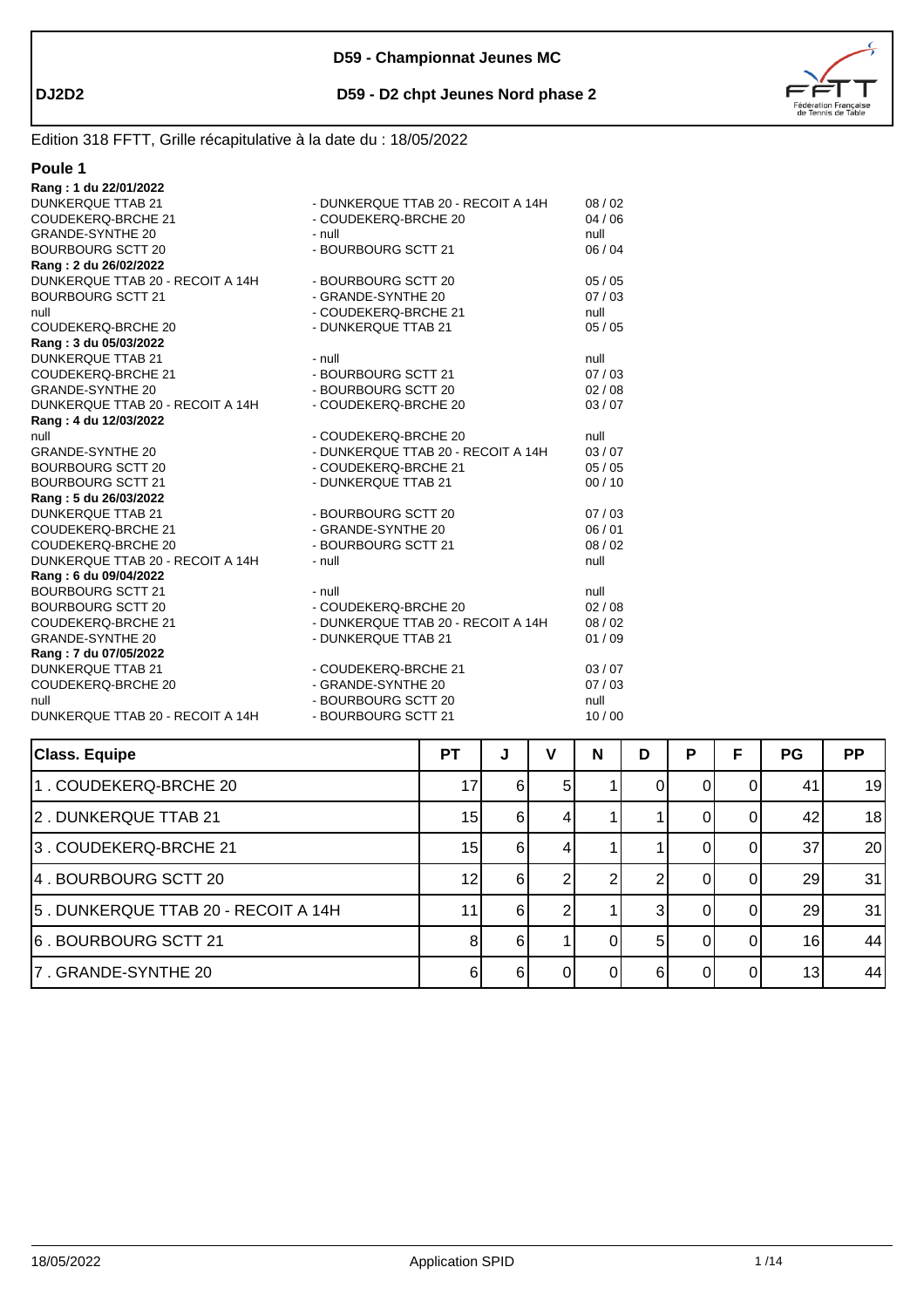**DJ2D2**

# D59 - Championnat Jeunes MC

## D59 - D2 chpt Jeunes Nord phase 2

Edition 318 FFTT, Grille récapitulative à la date du : 18/05/2022

### Poule 1

**Rang : 1 du 22/01/2022**

| | | |
|---|---|---|
| DUNKERQUE TTAB 21 | - DUNKERQUE TTAB 20 - RECOIT A 14H | 08 / 02 |
| COUDEKERQ-BRCHE 21 | - COUDEKERQ-BRCHE 20 | 04 / 06 |
| GRANDE-SYNTHE 20 | - null | null |
| BOURBOURG SCTT 20 | - BOURBOURG SCTT 21 | 06 / 04 |

**Rang : 2 du 26/02/2022**

| | | |
|---|---|---|
| DUNKERQUE TTAB 20 - RECOIT A 14H | - BOURBOURG SCTT 20 | 05 / 05 |
| BOURBOURG SCTT 21 | - GRANDE-SYNTHE 20 | 07 / 03 |
| null | - COUDEKERQ-BRCHE 21 | null |
| COUDEKERQ-BRCHE 20 | - DUNKERQUE TTAB 21 | 05 / 05 |

**Rang : 3 du 05/03/2022**

| | | |
|---|---|---|
| DUNKERQUE TTAB 21 | - null | null |
| COUDEKERQ-BRCHE 21 | - BOURBOURG SCTT 21 | 07 / 03 |
| GRANDE-SYNTHE 20 | - BOURBOURG SCTT 20 | 02 / 08 |
| DUNKERQUE TTAB 20 - RECOIT A 14H | - COUDEKERQ-BRCHE 20 | 03 / 07 |

**Rang : 4 du 12/03/2022**

| | | |
|---|---|---|
| null | - COUDEKERQ-BRCHE 20 | null |
| GRANDE-SYNTHE 20 | - DUNKERQUE TTAB 20 - RECOIT A 14H | 03 / 07 |
| BOURBOURG SCTT 20 | - COUDEKERQ-BRCHE 21 | 05 / 05 |
| BOURBOURG SCTT 21 | - DUNKERQUE TTAB 21 | 00 / 10 |

**Rang : 5 du 26/03/2022**

| | | |
|---|---|---|
| DUNKERQUE TTAB 21 | - BOURBOURG SCTT 20 | 07 / 03 |
| COUDEKERQ-BRCHE 21 | - GRANDE-SYNTHE 20 | 06 / 01 |
| COUDEKERQ-BRCHE 20 | - BOURBOURG SCTT 21 | 08 / 02 |
| DUNKERQUE TTAB 20 - RECOIT A 14H | - null | null |

**Rang : 6 du 09/04/2022**

| | | |
|---|---|---|
| BOURBOURG SCTT 21 | - null | null |
| BOURBOURG SCTT 20 | - COUDEKERQ-BRCHE 20 | 02 / 08 |
| COUDEKERQ-BRCHE 21 | - DUNKERQUE TTAB 20 - RECOIT A 14H | 08 / 02 |
| GRANDE-SYNTHE 20 | - DUNKERQUE TTAB 21 | 01 / 09 |

**Rang : 7 du 07/05/2022**

| | | |
|---|---|---|
| DUNKERQUE TTAB 21 | - COUDEKERQ-BRCHE 21 | 03 / 07 |
| COUDEKERQ-BRCHE 20 | - GRANDE-SYNTHE 20 | 07 / 03 |
| null | - BOURBOURG SCTT 20 | null |
| DUNKERQUE TTAB 20 - RECOIT A 14H | - BOURBOURG SCTT 21 | 10 / 00 |

| Class. Equipe | PT | J | V | N | D | P | F | PG | PP |
|---|---|---|---|---|---|---|---|---|---|
| 1 . COUDEKERQ-BRCHE 20 | 17 | 6 | 5 | 1 | 0 | 0 | 0 | 41 | 19 |
| 2 . DUNKERQUE TTAB 21 | 15 | 6 | 4 | 1 | 1 | 0 | 0 | 42 | 18 |
| 3 . COUDEKERQ-BRCHE 21 | 15 | 6 | 4 | 1 | 1 | 0 | 0 | 37 | 20 |
| 4 . BOURBOURG SCTT 20 | 12 | 6 | 2 | 2 | 2 | 0 | 0 | 29 | 31 |
| 5 . DUNKERQUE TTAB 20 - RECOIT A 14H | 11 | 6 | 2 | 1 | 3 | 0 | 0 | 29 | 31 |
| 6 . BOURBOURG SCTT 21 | 8 | 6 | 1 | 0 | 5 | 0 | 0 | 16 | 44 |
| 7 . GRANDE-SYNTHE 20 | 6 | 6 | 0 | 0 | 6 | 0 | 0 | 13 | 44 |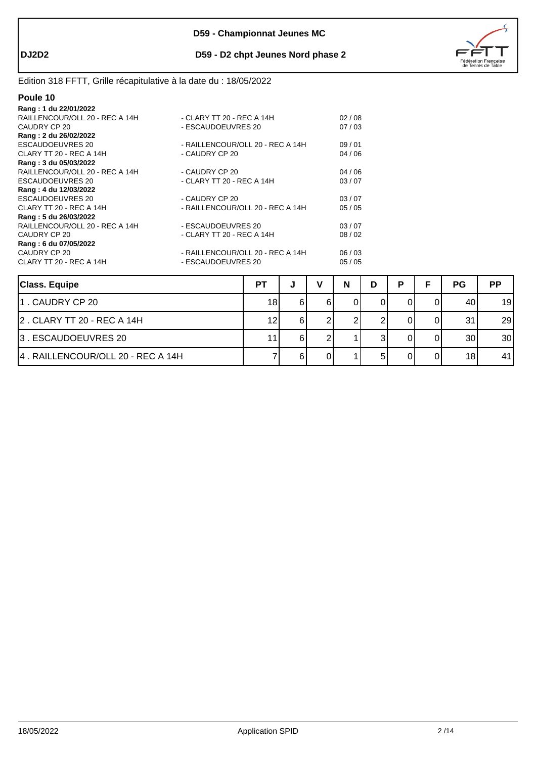**DJ2D2**

**D59 - Championnat Jeunes MC**

**D59 - D2 chpt Jeunes Nord phase 2**

Edition 318 FFTT, Grille récapitulative à la date du : 18/05/2022

## Poule 10

**Rang : 1 du 22/01/2022**

| | | |
|---|---|---|
| RAILLENCOUR/OLL 20 - REC A 14H | - CLARY TT 20 - REC A 14H | 02 / 08 |
| CAUDRY CP 20 | - ESCAUDOEUVRES 20 | 07 / 03 |

**Rang : 2 du 26/02/2022**

| | | |
|---|---|---|
| ESCAUDOEUVRES 20 | - RAILLENCOUR/OLL 20 - REC A 14H | 09 / 01 |
| CLARY TT 20 - REC A 14H | - CAUDRY CP 20 | 04 / 06 |

**Rang : 3 du 05/03/2022**

| | | |
|---|---|---|
| RAILLENCOUR/OLL 20 - REC A 14H | - CAUDRY CP 20 | 04 / 06 |
| ESCAUDOEUVRES 20 | - CLARY TT 20 - REC A 14H | 03 / 07 |

**Rang : 4 du 12/03/2022**

| | | |
|---|---|---|
| ESCAUDOEUVRES 20 | - CAUDRY CP 20 | 03 / 07 |
| CLARY TT 20 - REC A 14H | - RAILLENCOUR/OLL 20 - REC A 14H | 05 / 05 |

**Rang : 5 du 26/03/2022**

| | | |
|---|---|---|
| RAILLENCOUR/OLL 20 - REC A 14H | - ESCAUDOEUVRES 20 | 03 / 07 |
| CAUDRY CP 20 | - CLARY TT 20 - REC A 14H | 08 / 02 |

**Rang : 6 du 07/05/2022**

| | | |
|---|---|---|
| CAUDRY CP 20 | - RAILLENCOUR/OLL 20 - REC A 14H | 06 / 03 |
| CLARY TT 20 - REC A 14H | - ESCAUDOEUVRES 20 | 05 / 05 |

| Class. Equipe | PT | J | V | N | D | P | F | PG | PP |
|---|---|---|---|---|---|---|---|---|---|
| 1 . CAUDRY CP 20 | 18 | 6 | 6 | 0 | 0 | 0 | 0 | 40 | 19 |
| 2 . CLARY TT 20 - REC A 14H | 12 | 6 | 2 | 2 | 2 | 0 | 0 | 31 | 29 |
| 3 . ESCAUDOEUVRES 20 | 11 | 6 | 2 | 1 | 3 | 0 | 0 | 30 | 30 |
| 4 . RAILLENCOUR/OLL 20 - REC A 14H | 7 | 6 | 0 | 1 | 5 | 0 | 0 | 18 | 41 |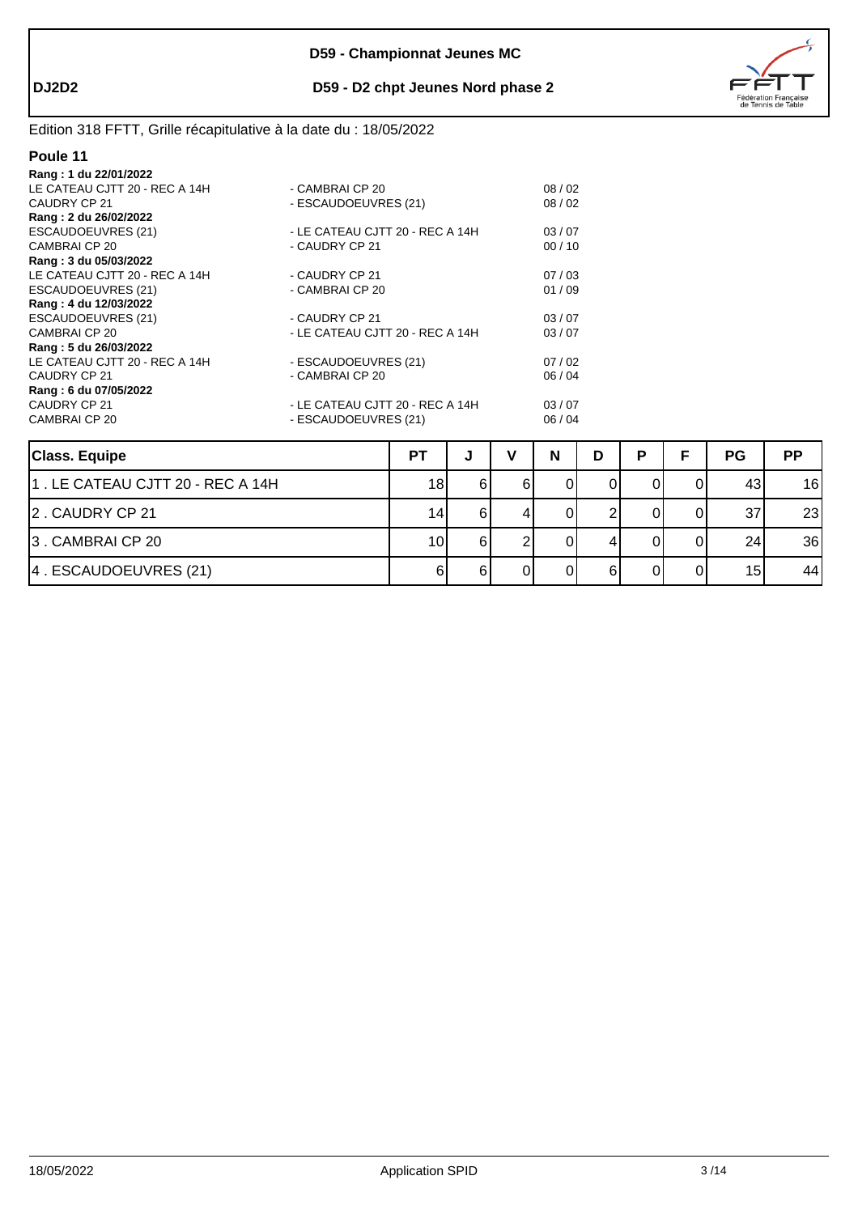**D59 - Championnat Jeunes MC**

**DJ2D2** **D59 - D2 chpt Jeunes Nord phase 2**

Edition 318 FFTT, Grille récapitulative à la date du : 18/05/2022

## Poule 11

**Rang : 1 du 22/01/2022**

| | | |
|---|---|---|
| LE CATEAU CJTT 20 - REC A 14H | - CAMBRAI CP 20 | 08 / 02 |
| CAUDRY CP 21 | - ESCAUDOEUVRES (21) | 08 / 02 |

**Rang : 2 du 26/02/2022**

| | | |
|---|---|---|
| ESCAUDOEUVRES (21) | - LE CATEAU CJTT 20 - REC A 14H | 03 / 07 |
| CAMBRAI CP 20 | - CAUDRY CP 21 | 00 / 10 |

**Rang : 3 du 05/03/2022**

| | | |
|---|---|---|
| LE CATEAU CJTT 20 - REC A 14H | - CAUDRY CP 21 | 07 / 03 |
| ESCAUDOEUVRES (21) | - CAMBRAI CP 20 | 01 / 09 |

**Rang : 4 du 12/03/2022**

| | | |
|---|---|---|
| ESCAUDOEUVRES (21) | - CAUDRY CP 21 | 03 / 07 |
| CAMBRAI CP 20 | - LE CATEAU CJTT 20 - REC A 14H | 03 / 07 |

**Rang : 5 du 26/03/2022**

| | | |
|---|---|---|
| LE CATEAU CJTT 20 - REC A 14H | - ESCAUDOEUVRES (21) | 07 / 02 |
| CAUDRY CP 21 | - CAMBRAI CP 20 | 06 / 04 |

**Rang : 6 du 07/05/2022**

| | | |
|---|---|---|
| CAUDRY CP 21 | - LE CATEAU CJTT 20 - REC A 14H | 03 / 07 |
| CAMBRAI CP 20 | - ESCAUDOEUVRES (21) | 06 / 04 |

| Class. Equipe | PT | J | V | N | D | P | F | PG | PP |
|---|---|---|---|---|---|---|---|---|---|
| 1 . LE CATEAU CJTT 20 - REC A 14H | 18 | 6 | 6 | 0 | 0 | 0 | 0 | 43 | 16 |
| 2 . CAUDRY CP 21 | 14 | 6 | 4 | 0 | 2 | 0 | 0 | 37 | 23 |
| 3 . CAMBRAI CP 20 | 10 | 6 | 2 | 0 | 4 | 0 | 0 | 24 | 36 |
| 4 . ESCAUDOEUVRES (21) | 6 | 6 | 0 | 0 | 6 | 0 | 0 | 15 | 44 |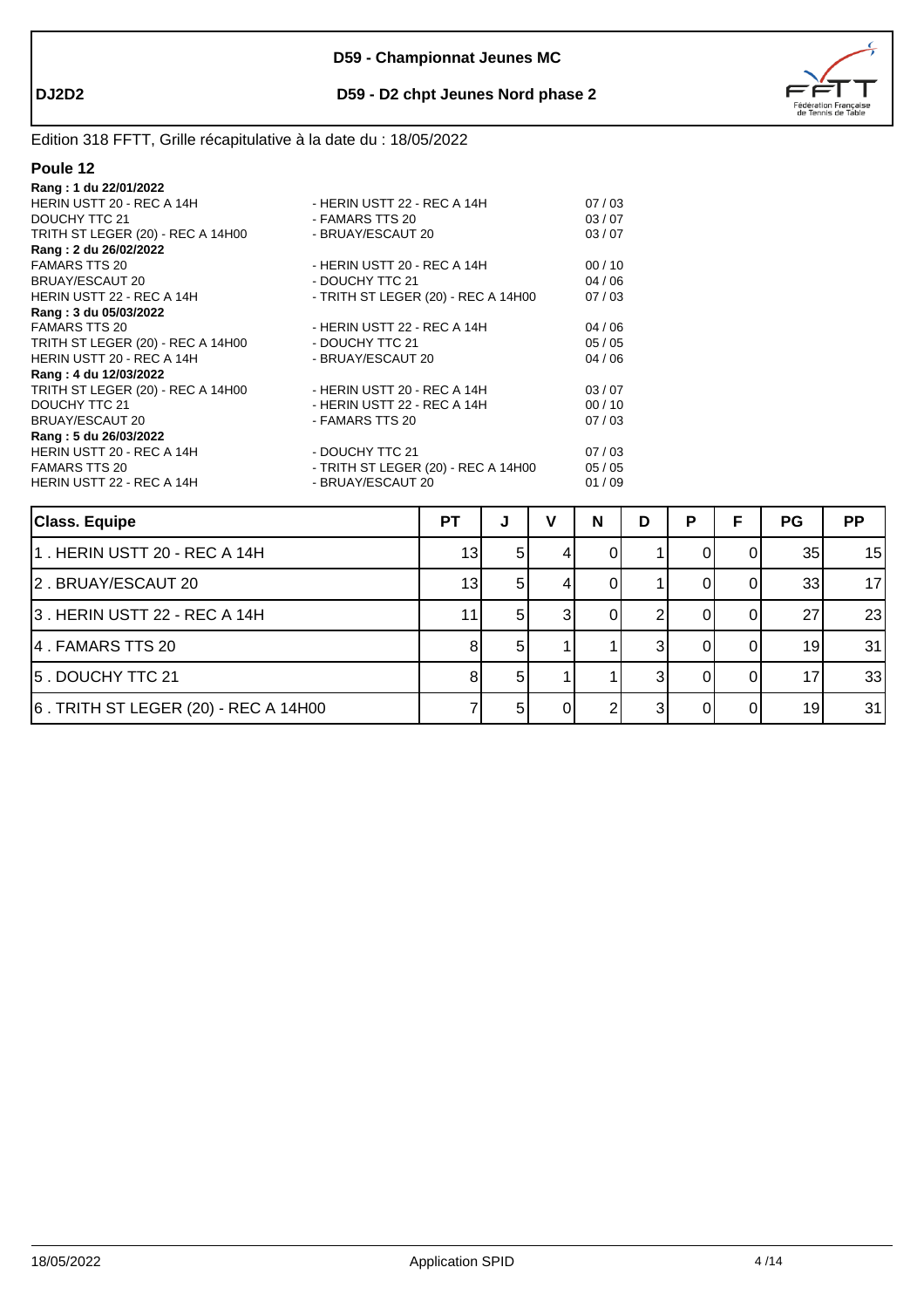**D59 - Championnat Jeunes MC**

**DJ2D2** — **D59 - D2 chpt Jeunes Nord phase 2**

Edition 318 FFTT, Grille récapitulative à la date du : 18/05/2022

## Poule 12

**Rang : 1 du 22/01/2022**

| | | |
|---|---|---|
| HERIN USTT 20 - REC A 14H | - HERIN USTT 22 - REC A 14H | 07 / 03 |
| DOUCHY TTC 21 | - FAMARS TTS 20 | 03 / 07 |
| TRITH ST LEGER (20) - REC A 14H00 | - BRUAY/ESCAUT 20 | 03 / 07 |

**Rang : 2 du 26/02/2022**

| | | |
|---|---|---|
| FAMARS TTS 20 | - HERIN USTT 20 - REC A 14H | 00 / 10 |
| BRUAY/ESCAUT 20 | - DOUCHY TTC 21 | 04 / 06 |
| HERIN USTT 22 - REC A 14H | - TRITH ST LEGER (20) - REC A 14H00 | 07 / 03 |

**Rang : 3 du 05/03/2022**

| | | |
|---|---|---|
| FAMARS TTS 20 | - HERIN USTT 22 - REC A 14H | 04 / 06 |
| TRITH ST LEGER (20) - REC A 14H00 | - DOUCHY TTC 21 | 05 / 05 |
| HERIN USTT 20 - REC A 14H | - BRUAY/ESCAUT 20 | 04 / 06 |

**Rang : 4 du 12/03/2022**

| | | |
|---|---|---|
| TRITH ST LEGER (20) - REC A 14H00 | - HERIN USTT 20 - REC A 14H | 03 / 07 |
| DOUCHY TTC 21 | - HERIN USTT 22 - REC A 14H | 00 / 10 |
| BRUAY/ESCAUT 20 | - FAMARS TTS 20 | 07 / 03 |

**Rang : 5 du 26/03/2022**

| | | |
|---|---|---|
| HERIN USTT 20 - REC A 14H | - DOUCHY TTC 21 | 07 / 03 |
| FAMARS TTS 20 | - TRITH ST LEGER (20) - REC A 14H00 | 05 / 05 |
| HERIN USTT 22 - REC A 14H | - BRUAY/ESCAUT 20 | 01 / 09 |

| Class. Equipe | PT | J | V | N | D | P | F | PG | PP |
|---|---|---|---|---|---|---|---|---|---|
| 1 . HERIN USTT 20 - REC A 14H | 13 | 5 | 4 | 0 | 1 | 0 | 0 | 35 | 15 |
| 2 . BRUAY/ESCAUT 20 | 13 | 5 | 4 | 0 | 1 | 0 | 0 | 33 | 17 |
| 3 . HERIN USTT 22 - REC A 14H | 11 | 5 | 3 | 0 | 2 | 0 | 0 | 27 | 23 |
| 4 . FAMARS TTS 20 | 8 | 5 | 1 | 1 | 3 | 0 | 0 | 19 | 31 |
| 5 . DOUCHY TTC 21 | 8 | 5 | 1 | 1 | 3 | 0 | 0 | 17 | 33 |
| 6 . TRITH ST LEGER (20) - REC A 14H00 | 7 | 5 | 0 | 2 | 3 | 0 | 0 | 19 | 31 |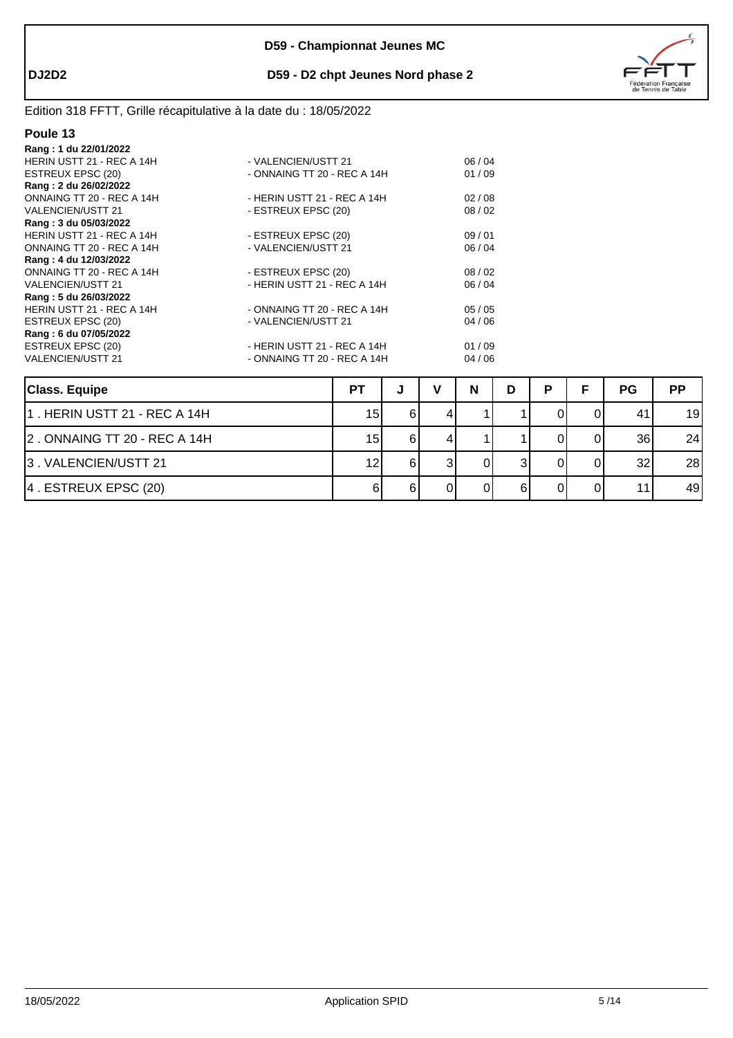**DJ2D2**

**D59 - Championnat Jeunes MC**

**D59 - D2 chpt Jeunes Nord phase 2**

Edition 318 FFTT, Grille récapitulative à la date du : 18/05/2022

## Poule 13

**Rang : 1 du 22/01/2022**

| | | |
|---|---|---|
| HERIN USTT 21 - REC A 14H | - VALENCIEN/USTT 21 | 06 / 04 |
| ESTREUX EPSC (20) | - ONNAING TT 20 - REC A 14H | 01 / 09 |

**Rang : 2 du 26/02/2022**

| | | |
|---|---|---|
| ONNAING TT 20 - REC A 14H | - HERIN USTT 21 - REC A 14H | 02 / 08 |
| VALENCIEN/USTT 21 | - ESTREUX EPSC (20) | 08 / 02 |

**Rang : 3 du 05/03/2022**

| | | |
|---|---|---|
| HERIN USTT 21 - REC A 14H | - ESTREUX EPSC (20) | 09 / 01 |
| ONNAING TT 20 - REC A 14H | - VALENCIEN/USTT 21 | 06 / 04 |

**Rang : 4 du 12/03/2022**

| | | |
|---|---|---|
| ONNAING TT 20 - REC A 14H | - ESTREUX EPSC (20) | 08 / 02 |
| VALENCIEN/USTT 21 | - HERIN USTT 21 - REC A 14H | 06 / 04 |

**Rang : 5 du 26/03/2022**

| | | |
|---|---|---|
| HERIN USTT 21 - REC A 14H | - ONNAING TT 20 - REC A 14H | 05 / 05 |
| ESTREUX EPSC (20) | - VALENCIEN/USTT 21 | 04 / 06 |

**Rang : 6 du 07/05/2022**

| | | |
|---|---|---|
| ESTREUX EPSC (20) | - HERIN USTT 21 - REC A 14H | 01 / 09 |
| VALENCIEN/USTT 21 | - ONNAING TT 20 - REC A 14H | 04 / 06 |

| Class. Equipe | PT | J | V | N | D | P | F | PG | PP |
|---|---|---|---|---|---|---|---|---|---|
| 1 . HERIN USTT 21 - REC A 14H | 15 | 6 | 4 | 1 | 1 | 0 | 0 | 41 | 19 |
| 2 . ONNAING TT 20 - REC A 14H | 15 | 6 | 4 | 1 | 1 | 0 | 0 | 36 | 24 |
| 3 . VALENCIEN/USTT 21 | 12 | 6 | 3 | 0 | 3 | 0 | 0 | 32 | 28 |
| 4 . ESTREUX EPSC (20) | 6 | 6 | 0 | 0 | 6 | 0 | 0 | 11 | 49 |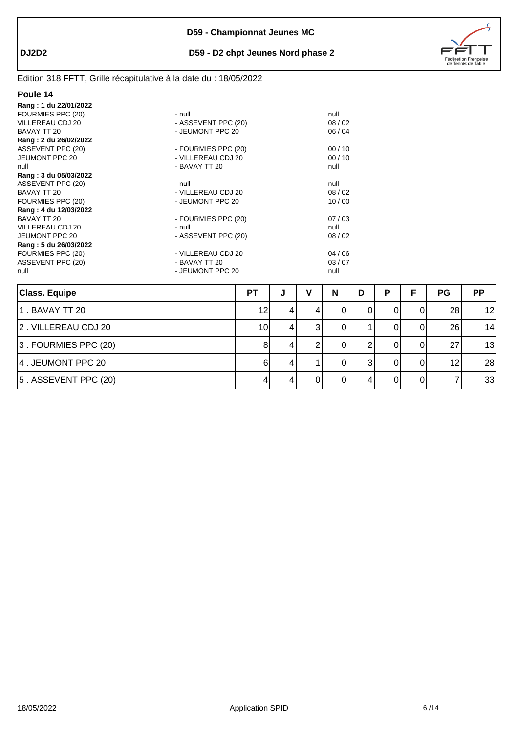**DJ2D2**

## D59 - Championnat Jeunes MC

### D59 - D2 chpt Jeunes Nord phase 2

Edition 318 FFTT, Grille récapitulative à la date du : 18/05/2022

### Poule 14

**Rang : 1 du 22/01/2022**

| | | |
|---|---|---|
| FOURMIES PPC (20) | - null | null |
| VILLEREAU CDJ 20 | - ASSEVENT PPC (20) | 08 / 02 |
| BAVAY TT 20 | - JEUMONT PPC 20 | 06 / 04 |

**Rang : 2 du 26/02/2022**

| | | |
|---|---|---|
| ASSEVENT PPC (20) | - FOURMIES PPC (20) | 00 / 10 |
| JEUMONT PPC 20 | - VILLEREAU CDJ 20 | 00 / 10 |
| null | - BAVAY TT 20 | null |

**Rang : 3 du 05/03/2022**

| | | |
|---|---|---|
| ASSEVENT PPC (20) | - null | null |
| BAVAY TT 20 | - VILLEREAU CDJ 20 | 08 / 02 |
| FOURMIES PPC (20) | - JEUMONT PPC 20 | 10 / 00 |

**Rang : 4 du 12/03/2022**

| | | |
|---|---|---|
| BAVAY TT 20 | - FOURMIES PPC (20) | 07 / 03 |
| VILLEREAU CDJ 20 | - null | null |
| JEUMONT PPC 20 | - ASSEVENT PPC (20) | 08 / 02 |

**Rang : 5 du 26/03/2022**

| | | |
|---|---|---|
| FOURMIES PPC (20) | - VILLEREAU CDJ 20 | 04 / 06 |
| ASSEVENT PPC (20) | - BAVAY TT 20 | 03 / 07 |
| null | - JEUMONT PPC 20 | null |

| Class. Equipe | PT | J | V | N | D | P | F | PG | PP |
|---|---|---|---|---|---|---|---|---|---|
| 1 . BAVAY TT 20 | 12 | 4 | 4 | 0 | 0 | 0 | 0 | 28 | 12 |
| 2 . VILLEREAU CDJ 20 | 10 | 4 | 3 | 0 | 1 | 0 | 0 | 26 | 14 |
| 3 . FOURMIES PPC (20) | 8 | 4 | 2 | 0 | 2 | 0 | 0 | 27 | 13 |
| 4 . JEUMONT PPC 20 | 6 | 4 | 1 | 0 | 3 | 0 | 0 | 12 | 28 |
| 5 . ASSEVENT PPC (20) | 4 | 4 | 0 | 0 | 4 | 0 | 0 | 7 | 33 |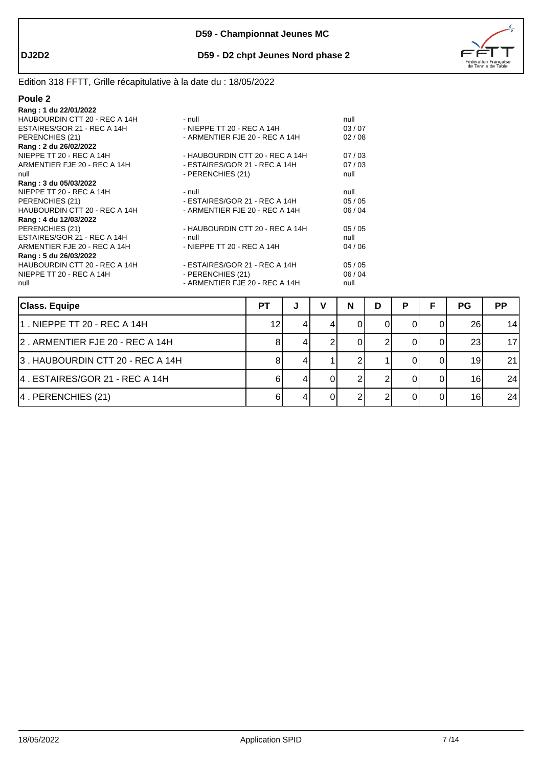# D59 - Championnat Jeunes MC

**DJ2D2** — **D59 - D2 chpt Jeunes Nord phase 2**

Edition 318 FFTT, Grille récapitulative à la date du : 18/05/2022

## Poule 2

**Rang : 1 du 22/01/2022**

| | | |
|---|---|---|
| HAUBOURDIN CTT 20 - REC A 14H | - null | null |
| ESTAIRES/GOR 21 - REC A 14H | - NIEPPE TT 20 - REC A 14H | 03 / 07 |
| PERENCHIES (21) | - ARMENTIER FJE 20 - REC A 14H | 02 / 08 |

**Rang : 2 du 26/02/2022**

| | | |
|---|---|---|
| NIEPPE TT 20 - REC A 14H | - HAUBOURDIN CTT 20 - REC A 14H | 07 / 03 |
| ARMENTIER FJE 20 - REC A 14H | - ESTAIRES/GOR 21 - REC A 14H | 07 / 03 |
| null | - PERENCHIES (21) | null |

**Rang : 3 du 05/03/2022**

| | | |
|---|---|---|
| NIEPPE TT 20 - REC A 14H | - null | null |
| PERENCHIES (21) | - ESTAIRES/GOR 21 - REC A 14H | 05 / 05 |
| HAUBOURDIN CTT 20 - REC A 14H | - ARMENTIER FJE 20 - REC A 14H | 06 / 04 |

**Rang : 4 du 12/03/2022**

| | | |
|---|---|---|
| PERENCHIES (21) | - HAUBOURDIN CTT 20 - REC A 14H | 05 / 05 |
| ESTAIRES/GOR 21 - REC A 14H | - null | null |
| ARMENTIER FJE 20 - REC A 14H | - NIEPPE TT 20 - REC A 14H | 04 / 06 |

**Rang : 5 du 26/03/2022**

| | | |
|---|---|---|
| HAUBOURDIN CTT 20 - REC A 14H | - ESTAIRES/GOR 21 - REC A 14H | 05 / 05 |
| NIEPPE TT 20 - REC A 14H | - PERENCHIES (21) | 06 / 04 |
| null | - ARMENTIER FJE 20 - REC A 14H | null |

| Class. Equipe | PT | J | V | N | D | P | F | PG | PP |
|---|---|---|---|---|---|---|---|---|---|
| 1 . NIEPPE TT 20 - REC A 14H | 12 | 4 | 4 | 0 | 0 | 0 | 0 | 26 | 14 |
| 2 . ARMENTIER FJE 20 - REC A 14H | 8 | 4 | 2 | 0 | 2 | 0 | 0 | 23 | 17 |
| 3 . HAUBOURDIN CTT 20 - REC A 14H | 8 | 4 | 1 | 2 | 1 | 0 | 0 | 19 | 21 |
| 4 . ESTAIRES/GOR 21 - REC A 14H | 6 | 4 | 0 | 2 | 2 | 0 | 0 | 16 | 24 |
| 4 . PERENCHIES (21) | 6 | 4 | 0 | 2 | 2 | 0 | 0 | 16 | 24 |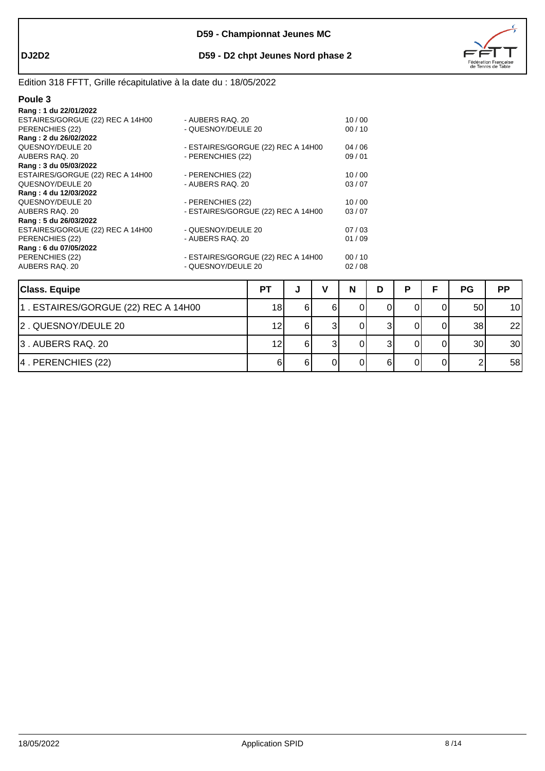**DJ2D2**

**D59 - Championnat Jeunes MC**

**D59 - D2 chpt Jeunes Nord phase 2**

Edition 318 FFTT, Grille récapitulative à la date du : 18/05/2022

## Poule 3

**Rang : 1 du 22/01/2022**

| | | |
|---|---|---|
| ESTAIRES/GORGUE (22) REC A 14H00 | - AUBERS RAQ. 20 | 10 / 00 |
| PERENCHIES (22) | - QUESNOY/DEULE 20 | 00 / 10 |

**Rang : 2 du 26/02/2022**

| | | |
|---|---|---|
| QUESNOY/DEULE 20 | - ESTAIRES/GORGUE (22) REC A 14H00 | 04 / 06 |
| AUBERS RAQ. 20 | - PERENCHIES (22) | 09 / 01 |

**Rang : 3 du 05/03/2022**

| | | |
|---|---|---|
| ESTAIRES/GORGUE (22) REC A 14H00 | - PERENCHIES (22) | 10 / 00 |
| QUESNOY/DEULE 20 | - AUBERS RAQ. 20 | 03 / 07 |

**Rang : 4 du 12/03/2022**

| | | |
|---|---|---|
| QUESNOY/DEULE 20 | - PERENCHIES (22) | 10 / 00 |
| AUBERS RAQ. 20 | - ESTAIRES/GORGUE (22) REC A 14H00 | 03 / 07 |

**Rang : 5 du 26/03/2022**

| | | |
|---|---|---|
| ESTAIRES/GORGUE (22) REC A 14H00 | - QUESNOY/DEULE 20 | 07 / 03 |
| PERENCHIES (22) | - AUBERS RAQ. 20 | 01 / 09 |

**Rang : 6 du 07/05/2022**

| | | |
|---|---|---|
| PERENCHIES (22) | - ESTAIRES/GORGUE (22) REC A 14H00 | 00 / 10 |
| AUBERS RAQ. 20 | - QUESNOY/DEULE 20 | 02 / 08 |

| Class. Equipe | PT | J | V | N | D | P | F | PG | PP |
|---|---|---|---|---|---|---|---|---|---|
| 1 . ESTAIRES/GORGUE (22) REC A 14H00 | 18 | 6 | 6 | 0 | 0 | 0 | 0 | 50 | 10 |
| 2 . QUESNOY/DEULE 20 | 12 | 6 | 3 | 0 | 3 | 0 | 0 | 38 | 22 |
| 3 . AUBERS RAQ. 20 | 12 | 6 | 3 | 0 | 3 | 0 | 0 | 30 | 30 |
| 4 . PERENCHIES (22) | 6 | 6 | 0 | 0 | 6 | 0 | 0 | 2 | 58 |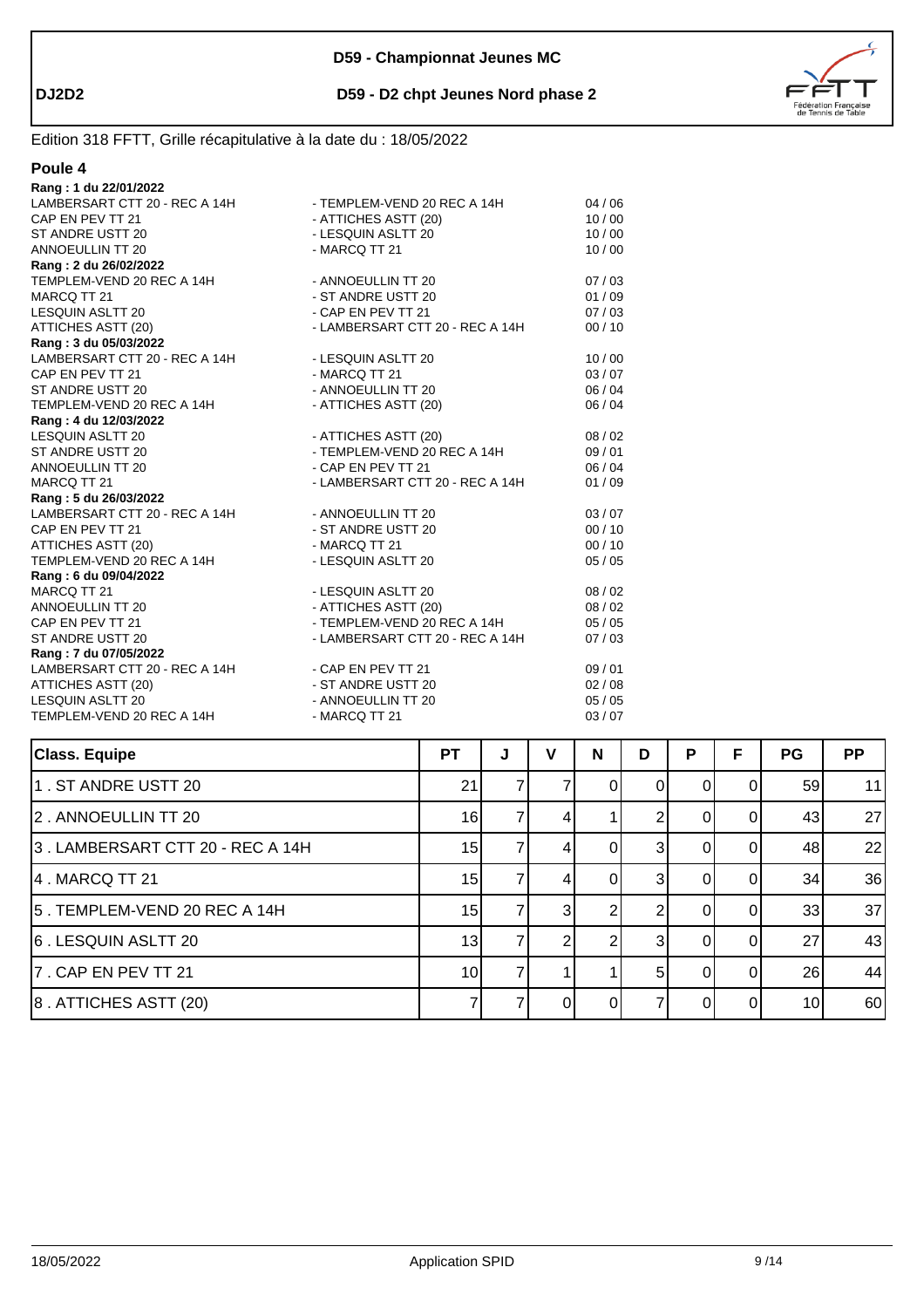**D59 - Championnat Jeunes MC**

**DJ2D2** **D59 - D2 chpt Jeunes Nord phase 2**

Edition 318 FFTT, Grille récapitulative à la date du : 18/05/2022

## Poule 4

**Rang : 1 du 22/01/2022**

| | | |
|---|---|---|
| LAMBERSART CTT 20 - REC A 14H | - TEMPLEM-VEND 20 REC A 14H | 04 / 06 |
| CAP EN PEV TT 21 | - ATTICHES ASTT (20) | 10 / 00 |
| ST ANDRE USTT 20 | - LESQUIN ASLTT 20 | 10 / 00 |
| ANNOEULLIN TT 20 | - MARCQ TT 21 | 10 / 00 |

**Rang : 2 du 26/02/2022**

| | | |
|---|---|---|
| TEMPLEM-VEND 20 REC A 14H | - ANNOEULLIN TT 20 | 07 / 03 |
| MARCQ TT 21 | - ST ANDRE USTT 20 | 01 / 09 |
| LESQUIN ASLTT 20 | - CAP EN PEV TT 21 | 07 / 03 |
| ATTICHES ASTT (20) | - LAMBERSART CTT 20 - REC A 14H | 00 / 10 |

**Rang : 3 du 05/03/2022**

| | | |
|---|---|---|
| LAMBERSART CTT 20 - REC A 14H | - LESQUIN ASLTT 20 | 10 / 00 |
| CAP EN PEV TT 21 | - MARCQ TT 21 | 03 / 07 |
| ST ANDRE USTT 20 | - ANNOEULLIN TT 20 | 06 / 04 |
| TEMPLEM-VEND 20 REC A 14H | - ATTICHES ASTT (20) | 06 / 04 |

**Rang : 4 du 12/03/2022**

| | | |
|---|---|---|
| LESQUIN ASLTT 20 | - ATTICHES ASTT (20) | 08 / 02 |
| ST ANDRE USTT 20 | - TEMPLEM-VEND 20 REC A 14H | 09 / 01 |
| ANNOEULLIN TT 20 | - CAP EN PEV TT 21 | 06 / 04 |
| MARCQ TT 21 | - LAMBERSART CTT 20 - REC A 14H | 01 / 09 |

**Rang : 5 du 26/03/2022**

| | | |
|---|---|---|
| LAMBERSART CTT 20 - REC A 14H | - ANNOEULLIN TT 20 | 03 / 07 |
| CAP EN PEV TT 21 | - ST ANDRE USTT 20 | 00 / 10 |
| ATTICHES ASTT (20) | - MARCQ TT 21 | 00 / 10 |
| TEMPLEM-VEND 20 REC A 14H | - LESQUIN ASLTT 20 | 05 / 05 |

**Rang : 6 du 09/04/2022**

| | | |
|---|---|---|
| MARCQ TT 21 | - LESQUIN ASLTT 20 | 08 / 02 |
| ANNOEULLIN TT 20 | - ATTICHES ASTT (20) | 08 / 02 |
| CAP EN PEV TT 21 | - TEMPLEM-VEND 20 REC A 14H | 05 / 05 |
| ST ANDRE USTT 20 | - LAMBERSART CTT 20 - REC A 14H | 07 / 03 |

**Rang : 7 du 07/05/2022**

| | | |
|---|---|---|
| LAMBERSART CTT 20 - REC A 14H | - CAP EN PEV TT 21 | 09 / 01 |
| ATTICHES ASTT (20) | - ST ANDRE USTT 20 | 02 / 08 |
| LESQUIN ASLTT 20 | - ANNOEULLIN TT 20 | 05 / 05 |
| TEMPLEM-VEND 20 REC A 14H | - MARCQ TT 21 | 03 / 07 |

| Class. Equipe | PT | J | V | N | D | P | F | PG | PP |
|---|---|---|---|---|---|---|---|---|---|
| 1 . ST ANDRE USTT 20 | 21 | 7 | 7 | 0 | 0 | 0 | 0 | 59 | 11 |
| 2 . ANNOEULLIN TT 20 | 16 | 7 | 4 | 1 | 2 | 0 | 0 | 43 | 27 |
| 3 . LAMBERSART CTT 20 - REC A 14H | 15 | 7 | 4 | 0 | 3 | 0 | 0 | 48 | 22 |
| 4 . MARCQ TT 21 | 15 | 7 | 4 | 0 | 3 | 0 | 0 | 34 | 36 |
| 5 . TEMPLEM-VEND 20 REC A 14H | 15 | 7 | 3 | 2 | 2 | 0 | 0 | 33 | 37 |
| 6 . LESQUIN ASLTT 20 | 13 | 7 | 2 | 2 | 3 | 0 | 0 | 27 | 43 |
| 7 . CAP EN PEV TT 21 | 10 | 7 | 1 | 1 | 5 | 0 | 0 | 26 | 44 |
| 8 . ATTICHES ASTT (20) | 7 | 7 | 0 | 0 | 7 | 0 | 0 | 10 | 60 |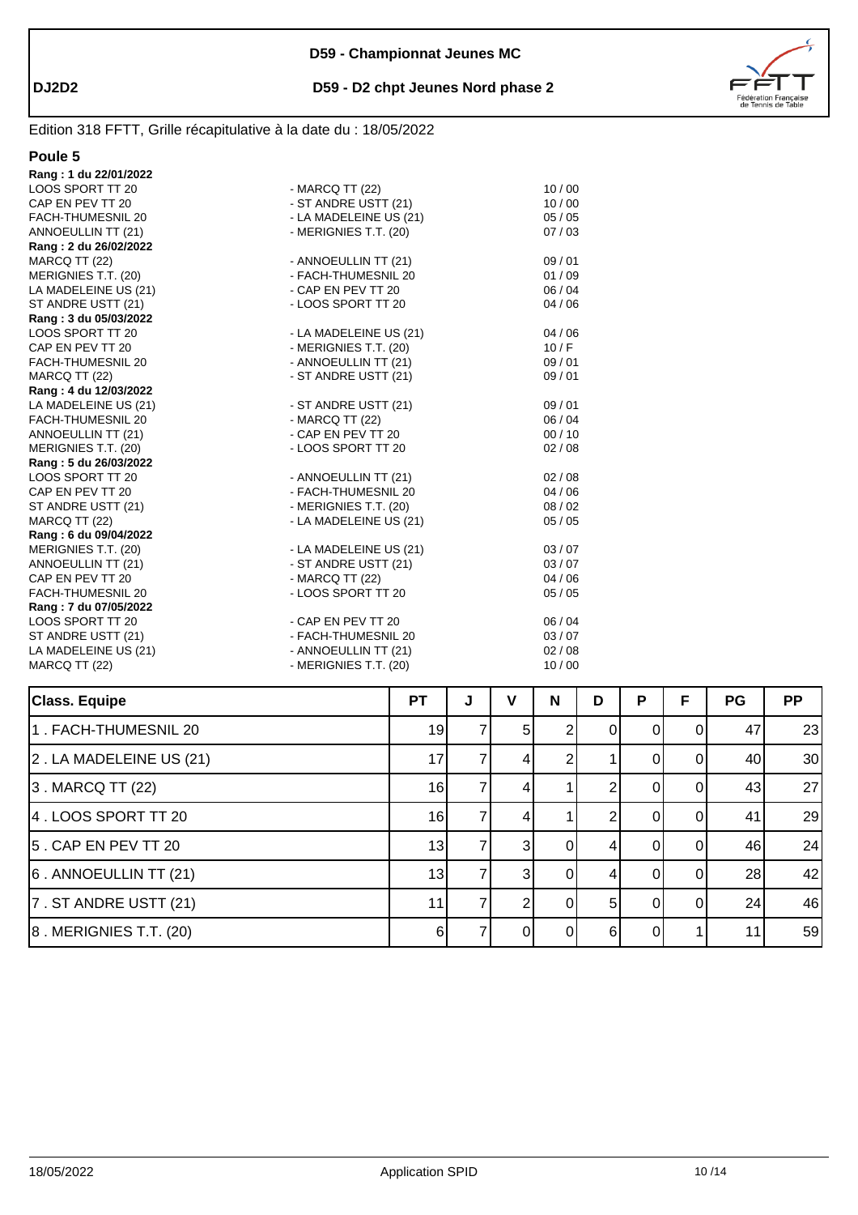**D59 - Championnat Jeunes MC**

**DJ2D2** **D59 - D2 chpt Jeunes Nord phase 2**

Edition 318 FFTT, Grille récapitulative à la date du : 18/05/2022

## Poule 5

**Rang : 1 du 22/01/2022**

| | | |
|---|---|---|
| LOOS SPORT TT 20 | - MARCQ TT (22) | 10 / 00 |
| CAP EN PEV TT 20 | - ST ANDRE USTT (21) | 10 / 00 |
| FACH-THUMESNIL 20 | - LA MADELEINE US (21) | 05 / 05 |
| ANNOEULLIN TT (21) | - MERIGNIES T.T. (20) | 07 / 03 |

**Rang : 2 du 26/02/2022**

| | | |
|---|---|---|
| MARCQ TT (22) | - ANNOEULLIN TT (21) | 09 / 01 |
| MERIGNIES T.T. (20) | - FACH-THUMESNIL 20 | 01 / 09 |
| LA MADELEINE US (21) | - CAP EN PEV TT 20 | 06 / 04 |
| ST ANDRE USTT (21) | - LOOS SPORT TT 20 | 04 / 06 |

**Rang : 3 du 05/03/2022**

| | | |
|---|---|---|
| LOOS SPORT TT 20 | - LA MADELEINE US (21) | 04 / 06 |
| CAP EN PEV TT 20 | - MERIGNIES T.T. (20) | 10 / F |
| FACH-THUMESNIL 20 | - ANNOEULLIN TT (21) | 09 / 01 |
| MARCQ TT (22) | - ST ANDRE USTT (21) | 09 / 01 |

**Rang : 4 du 12/03/2022**

| | | |
|---|---|---|
| LA MADELEINE US (21) | - ST ANDRE USTT (21) | 09 / 01 |
| FACH-THUMESNIL 20 | - MARCQ TT (22) | 06 / 04 |
| ANNOEULLIN TT (21) | - CAP EN PEV TT 20 | 00 / 10 |
| MERIGNIES T.T. (20) | - LOOS SPORT TT 20 | 02 / 08 |

**Rang : 5 du 26/03/2022**

| | | |
|---|---|---|
| LOOS SPORT TT 20 | - ANNOEULLIN TT (21) | 02 / 08 |
| CAP EN PEV TT 20 | - FACH-THUMESNIL 20 | 04 / 06 |
| ST ANDRE USTT (21) | - MERIGNIES T.T. (20) | 08 / 02 |
| MARCQ TT (22) | - LA MADELEINE US (21) | 05 / 05 |

**Rang : 6 du 09/04/2022**

| | | |
|---|---|---|
| MERIGNIES T.T. (20) | - LA MADELEINE US (21) | 03 / 07 |
| ANNOEULLIN TT (21) | - ST ANDRE USTT (21) | 03 / 07 |
| CAP EN PEV TT 20 | - MARCQ TT (22) | 04 / 06 |
| FACH-THUMESNIL 20 | - LOOS SPORT TT 20 | 05 / 05 |

**Rang : 7 du 07/05/2022**

| | | |
|---|---|---|
| LOOS SPORT TT 20 | - CAP EN PEV TT 20 | 06 / 04 |
| ST ANDRE USTT (21) | - FACH-THUMESNIL 20 | 03 / 07 |
| LA MADELEINE US (21) | - ANNOEULLIN TT (21) | 02 / 08 |
| MARCQ TT (22) | - MERIGNIES T.T. (20) | 10 / 00 |

| Class. Equipe | PT | J | V | N | D | P | F | PG | PP |
|---|---|---|---|---|---|---|---|---|---|
| 1 . FACH-THUMESNIL 20 | 19 | 7 | 5 | 2 | 0 | 0 | 0 | 47 | 23 |
| 2 . LA MADELEINE US (21) | 17 | 7 | 4 | 2 | 1 | 0 | 0 | 40 | 30 |
| 3 . MARCQ TT (22) | 16 | 7 | 4 | 1 | 2 | 0 | 0 | 43 | 27 |
| 4 . LOOS SPORT TT 20 | 16 | 7 | 4 | 1 | 2 | 0 | 0 | 41 | 29 |
| 5 . CAP EN PEV TT 20 | 13 | 7 | 3 | 0 | 4 | 0 | 0 | 46 | 24 |
| 6 . ANNOEULLIN TT (21) | 13 | 7 | 3 | 0 | 4 | 0 | 0 | 28 | 42 |
| 7 . ST ANDRE USTT (21) | 11 | 7 | 2 | 0 | 5 | 0 | 0 | 24 | 46 |
| 8 . MERIGNIES T.T. (20) | 6 | 7 | 0 | 0 | 6 | 0 | 1 | 11 | 59 |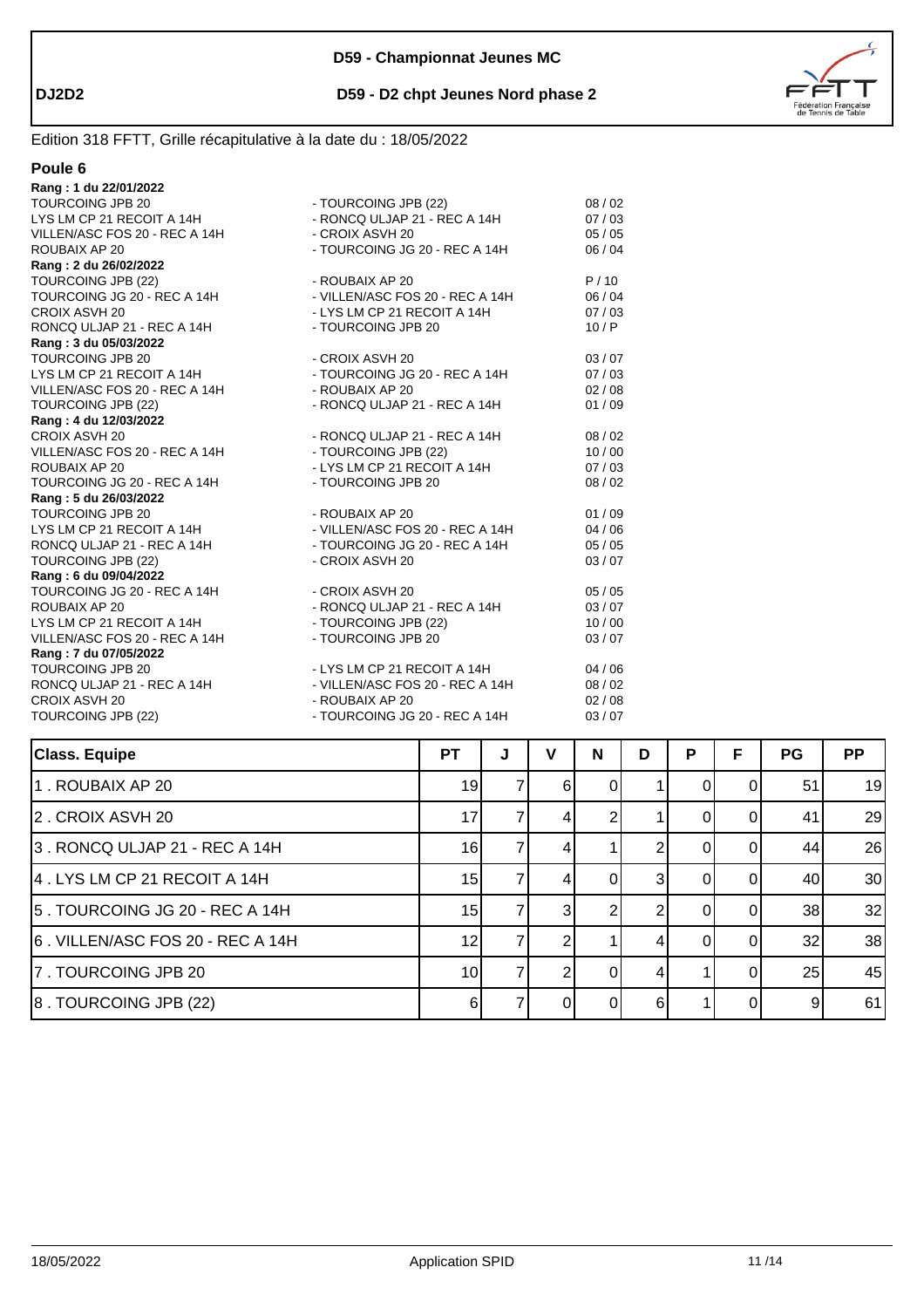**D59 - Championnat Jeunes MC**

**DJ2D2** **D59 - D2 chpt Jeunes Nord phase 2**

Edition 318 FFTT, Grille récapitulative à la date du : 18/05/2022

## Poule 6

**Rang : 1 du 22/01/2022**

| | | |
|---|---|---|
| TOURCOING JPB 20 | - TOURCOING JPB (22) | 08 / 02 |
| LYS LM CP 21 RECOIT A 14H | - RONCQ ULJAP 21 - REC A 14H | 07 / 03 |
| VILLEN/ASC FOS 20 - REC A 14H | - CROIX ASVH 20 | 05 / 05 |
| ROUBAIX AP 20 | - TOURCOING JG 20 - REC A 14H | 06 / 04 |

**Rang : 2 du 26/02/2022**

| | | |
|---|---|---|
| TOURCOING JPB (22) | - ROUBAIX AP 20 | P / 10 |
| TOURCOING JG 20 - REC A 14H | - VILLEN/ASC FOS 20 - REC A 14H | 06 / 04 |
| CROIX ASVH 20 | - LYS LM CP 21 RECOIT A 14H | 07 / 03 |
| RONCQ ULJAP 21 - REC A 14H | - TOURCOING JPB 20 | 10 / P |

**Rang : 3 du 05/03/2022**

| | | |
|---|---|---|
| TOURCOING JPB 20 | - CROIX ASVH 20 | 03 / 07 |
| LYS LM CP 21 RECOIT A 14H | - TOURCOING JG 20 - REC A 14H | 07 / 03 |
| VILLEN/ASC FOS 20 - REC A 14H | - ROUBAIX AP 20 | 02 / 08 |
| TOURCOING JPB (22) | - RONCQ ULJAP 21 - REC A 14H | 01 / 09 |

**Rang : 4 du 12/03/2022**

| | | |
|---|---|---|
| CROIX ASVH 20 | - RONCQ ULJAP 21 - REC A 14H | 08 / 02 |
| VILLEN/ASC FOS 20 - REC A 14H | - TOURCOING JPB (22) | 10 / 00 |
| ROUBAIX AP 20 | - LYS LM CP 21 RECOIT A 14H | 07 / 03 |
| TOURCOING JG 20 - REC A 14H | - TOURCOING JPB 20 | 08 / 02 |

**Rang : 5 du 26/03/2022**

| | | |
|---|---|---|
| TOURCOING JPB 20 | - ROUBAIX AP 20 | 01 / 09 |
| LYS LM CP 21 RECOIT A 14H | - VILLEN/ASC FOS 20 - REC A 14H | 04 / 06 |
| RONCQ ULJAP 21 - REC A 14H | - TOURCOING JG 20 - REC A 14H | 05 / 05 |
| TOURCOING JPB (22) | - CROIX ASVH 20 | 03 / 07 |

**Rang : 6 du 09/04/2022**

| | | |
|---|---|---|
| TOURCOING JG 20 - REC A 14H | - CROIX ASVH 20 | 05 / 05 |
| ROUBAIX AP 20 | - RONCQ ULJAP 21 - REC A 14H | 03 / 07 |
| LYS LM CP 21 RECOIT A 14H | - TOURCOING JPB (22) | 10 / 00 |
| VILLEN/ASC FOS 20 - REC A 14H | - TOURCOING JPB 20 | 03 / 07 |

**Rang : 7 du 07/05/2022**

| | | |
|---|---|---|
| TOURCOING JPB 20 | - LYS LM CP 21 RECOIT A 14H | 04 / 06 |
| RONCQ ULJAP 21 - REC A 14H | - VILLEN/ASC FOS 20 - REC A 14H | 08 / 02 |
| CROIX ASVH 20 | - ROUBAIX AP 20 | 02 / 08 |
| TOURCOING JPB (22) | - TOURCOING JG 20 - REC A 14H | 03 / 07 |

| Class. Equipe | PT | J | V | N | D | P | F | PG | PP |
|---|---|---|---|---|---|---|---|---|---|
| 1 . ROUBAIX AP 20 | 19 | 7 | 6 | 0 | 1 | 0 | 0 | 51 | 19 |
| 2 . CROIX ASVH 20 | 17 | 7 | 4 | 2 | 1 | 0 | 0 | 41 | 29 |
| 3 . RONCQ ULJAP 21 - REC A 14H | 16 | 7 | 4 | 1 | 2 | 0 | 0 | 44 | 26 |
| 4 . LYS LM CP 21 RECOIT A 14H | 15 | 7 | 4 | 0 | 3 | 0 | 0 | 40 | 30 |
| 5 . TOURCOING JG 20 - REC A 14H | 15 | 7 | 3 | 2 | 2 | 0 | 0 | 38 | 32 |
| 6 . VILLEN/ASC FOS 20 - REC A 14H | 12 | 7 | 2 | 1 | 4 | 0 | 0 | 32 | 38 |
| 7 . TOURCOING JPB 20 | 10 | 7 | 2 | 0 | 4 | 1 | 0 | 25 | 45 |
| 8 . TOURCOING JPB (22) | 6 | 7 | 0 | 0 | 6 | 1 | 0 | 9 | 61 |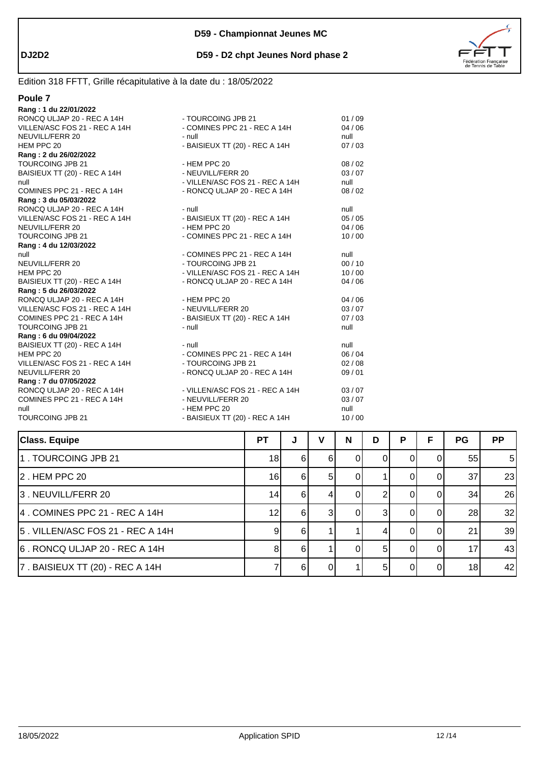# D59 - Championnat Jeunes MC

**DJ2D2** — **D59 - D2 chpt Jeunes Nord phase 2**

Edition 318 FFTT, Grille récapitulative à la date du : 18/05/2022

## Poule 7

**Rang : 1 du 22/01/2022**

| | | |
|---|---|---|
| RONCQ ULJAP 20 - REC A 14H | - TOURCOING JPB 21 | 01 / 09 |
| VILLEN/ASC FOS 21 - REC A 14H | - COMINES PPC 21 - REC A 14H | 04 / 06 |
| NEUVILL/FERR 20 | - null | null |
| HEM PPC 20 | - BAISIEUX TT (20) - REC A 14H | 07 / 03 |

**Rang : 2 du 26/02/2022**

| | | |
|---|---|---|
| TOURCOING JPB 21 | - HEM PPC 20 | 08 / 02 |
| BAISIEUX TT (20) - REC A 14H | - NEUVILL/FERR 20 | 03 / 07 |
| null | - VILLEN/ASC FOS 21 - REC A 14H | null |
| COMINES PPC 21 - REC A 14H | - RONCQ ULJAP 20 - REC A 14H | 08 / 02 |

**Rang : 3 du 05/03/2022**

| | | |
|---|---|---|
| RONCQ ULJAP 20 - REC A 14H | - null | null |
| VILLEN/ASC FOS 21 - REC A 14H | - BAISIEUX TT (20) - REC A 14H | 05 / 05 |
| NEUVILL/FERR 20 | - HEM PPC 20 | 04 / 06 |
| TOURCOING JPB 21 | - COMINES PPC 21 - REC A 14H | 10 / 00 |

**Rang : 4 du 12/03/2022**

| | | |
|---|---|---|
| null | - COMINES PPC 21 - REC A 14H | null |
| NEUVILL/FERR 20 | - TOURCOING JPB 21 | 00 / 10 |
| HEM PPC 20 | - VILLEN/ASC FOS 21 - REC A 14H | 10 / 00 |
| BAISIEUX TT (20) - REC A 14H | - RONCQ ULJAP 20 - REC A 14H | 04 / 06 |

**Rang : 5 du 26/03/2022**

| | | |
|---|---|---|
| RONCQ ULJAP 20 - REC A 14H | - HEM PPC 20 | 04 / 06 |
| VILLEN/ASC FOS 21 - REC A 14H | - NEUVILL/FERR 20 | 03 / 07 |
| COMINES PPC 21 - REC A 14H | - BAISIEUX TT (20) - REC A 14H | 07 / 03 |
| TOURCOING JPB 21 | - null | null |

**Rang : 6 du 09/04/2022**

| | | |
|---|---|---|
| BAISIEUX TT (20) - REC A 14H | - null | null |
| HEM PPC 20 | - COMINES PPC 21 - REC A 14H | 06 / 04 |
| VILLEN/ASC FOS 21 - REC A 14H | - TOURCOING JPB 21 | 02 / 08 |
| NEUVILL/FERR 20 | - RONCQ ULJAP 20 - REC A 14H | 09 / 01 |

**Rang : 7 du 07/05/2022**

| | | |
|---|---|---|
| RONCQ ULJAP 20 - REC A 14H | - VILLEN/ASC FOS 21 - REC A 14H | 03 / 07 |
| COMINES PPC 21 - REC A 14H | - NEUVILL/FERR 20 | 03 / 07 |
| null | - HEM PPC 20 | null |
| TOURCOING JPB 21 | - BAISIEUX TT (20) - REC A 14H | 10 / 00 |

| Class. Equipe | PT | J | V | N | D | P | F | PG | PP |
|---|---|---|---|---|---|---|---|---|---|
| 1 . TOURCOING JPB 21 | 18 | 6 | 6 | 0 | 0 | 0 | 0 | 55 | 5 |
| 2 . HEM PPC 20 | 16 | 6 | 5 | 0 | 1 | 0 | 0 | 37 | 23 |
| 3 . NEUVILL/FERR 20 | 14 | 6 | 4 | 0 | 2 | 0 | 0 | 34 | 26 |
| 4 . COMINES PPC 21 - REC A 14H | 12 | 6 | 3 | 0 | 3 | 0 | 0 | 28 | 32 |
| 5 . VILLEN/ASC FOS 21 - REC A 14H | 9 | 6 | 1 | 1 | 4 | 0 | 0 | 21 | 39 |
| 6 . RONCQ ULJAP 20 - REC A 14H | 8 | 6 | 1 | 0 | 5 | 0 | 0 | 17 | 43 |
| 7 . BAISIEUX TT (20) - REC A 14H | 7 | 6 | 0 | 1 | 5 | 0 | 0 | 18 | 42 |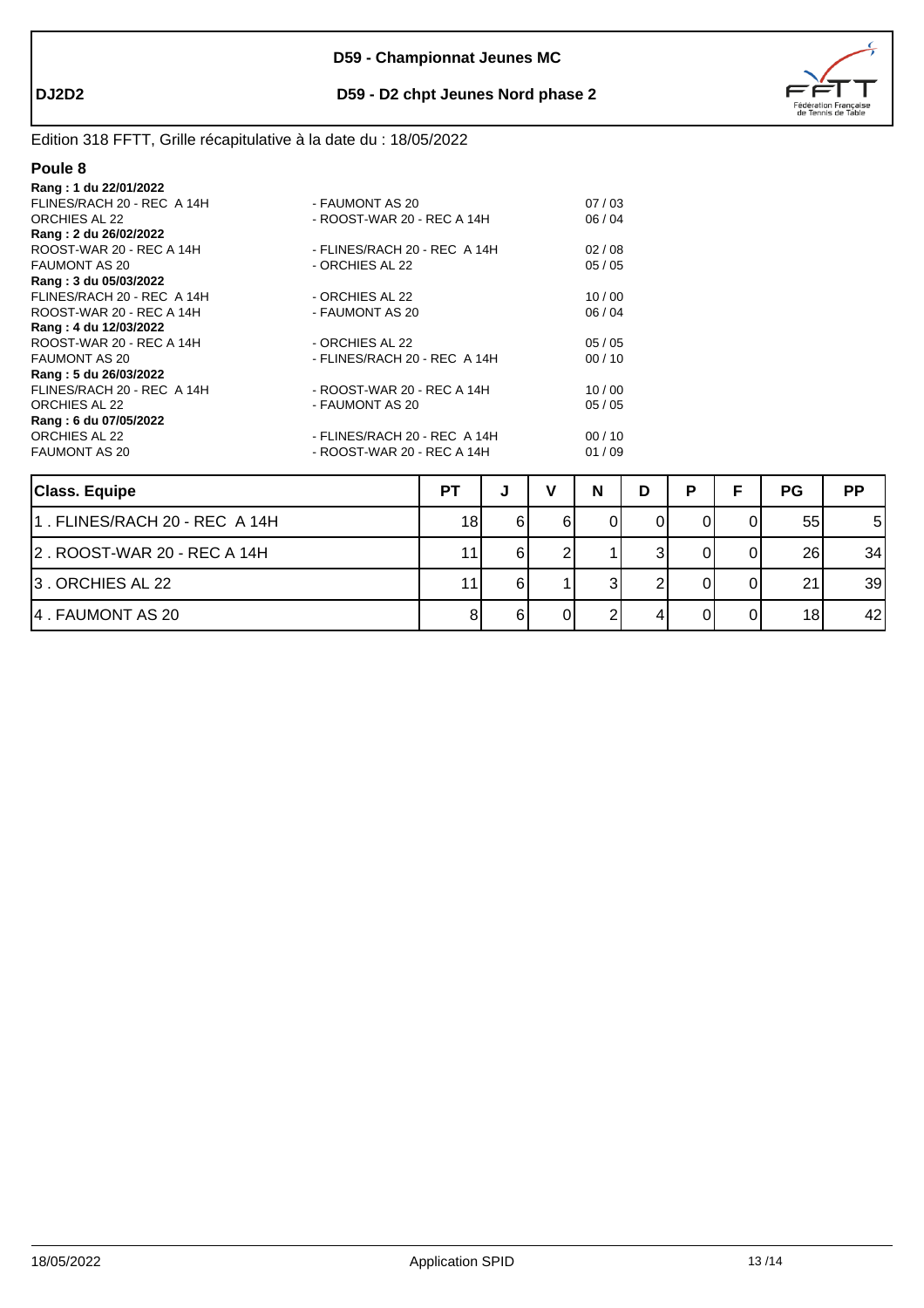**D59 - Championnat Jeunes MC**

**DJ2D2** — **D59 - D2 chpt Jeunes Nord phase 2**

Edition 318 FFTT, Grille récapitulative à la date du : 18/05/2022

## Poule 8

**Rang : 1 du 22/01/2022**

| | | |
|---|---|---|
| FLINES/RACH 20 - REC A 14H | - FAUMONT AS 20 | 07 / 03 |
| ORCHIES AL 22 | - ROOST-WAR 20 - REC A 14H | 06 / 04 |

**Rang : 2 du 26/02/2022**

| | | |
|---|---|---|
| ROOST-WAR 20 - REC A 14H | - FLINES/RACH 20 - REC A 14H | 02 / 08 |
| FAUMONT AS 20 | - ORCHIES AL 22 | 05 / 05 |

**Rang : 3 du 05/03/2022**

| | | |
|---|---|---|
| FLINES/RACH 20 - REC A 14H | - ORCHIES AL 22 | 10 / 00 |
| ROOST-WAR 20 - REC A 14H | - FAUMONT AS 20 | 06 / 04 |

**Rang : 4 du 12/03/2022**

| | | |
|---|---|---|
| ROOST-WAR 20 - REC A 14H | - ORCHIES AL 22 | 05 / 05 |
| FAUMONT AS 20 | - FLINES/RACH 20 - REC A 14H | 00 / 10 |

**Rang : 5 du 26/03/2022**

| | | |
|---|---|---|
| FLINES/RACH 20 - REC A 14H | - ROOST-WAR 20 - REC A 14H | 10 / 00 |
| ORCHIES AL 22 | - FAUMONT AS 20 | 05 / 05 |

**Rang : 6 du 07/05/2022**

| | | |
|---|---|---|
| ORCHIES AL 22 | - FLINES/RACH 20 - REC A 14H | 00 / 10 |
| FAUMONT AS 20 | - ROOST-WAR 20 - REC A 14H | 01 / 09 |

| Class. Equipe | PT | J | V | N | D | P | F | PG | PP |
|---|---|---|---|---|---|---|---|---|---|
| 1 . FLINES/RACH 20 - REC A 14H | 18 | 6 | 6 | 0 | 0 | 0 | 0 | 55 | 5 |
| 2 . ROOST-WAR 20 - REC A 14H | 11 | 6 | 2 | 1 | 3 | 0 | 0 | 26 | 34 |
| 3 . ORCHIES AL 22 | 11 | 6 | 1 | 3 | 2 | 0 | 0 | 21 | 39 |
| 4 . FAUMONT AS 20 | 8 | 6 | 0 | 2 | 4 | 0 | 0 | 18 | 42 |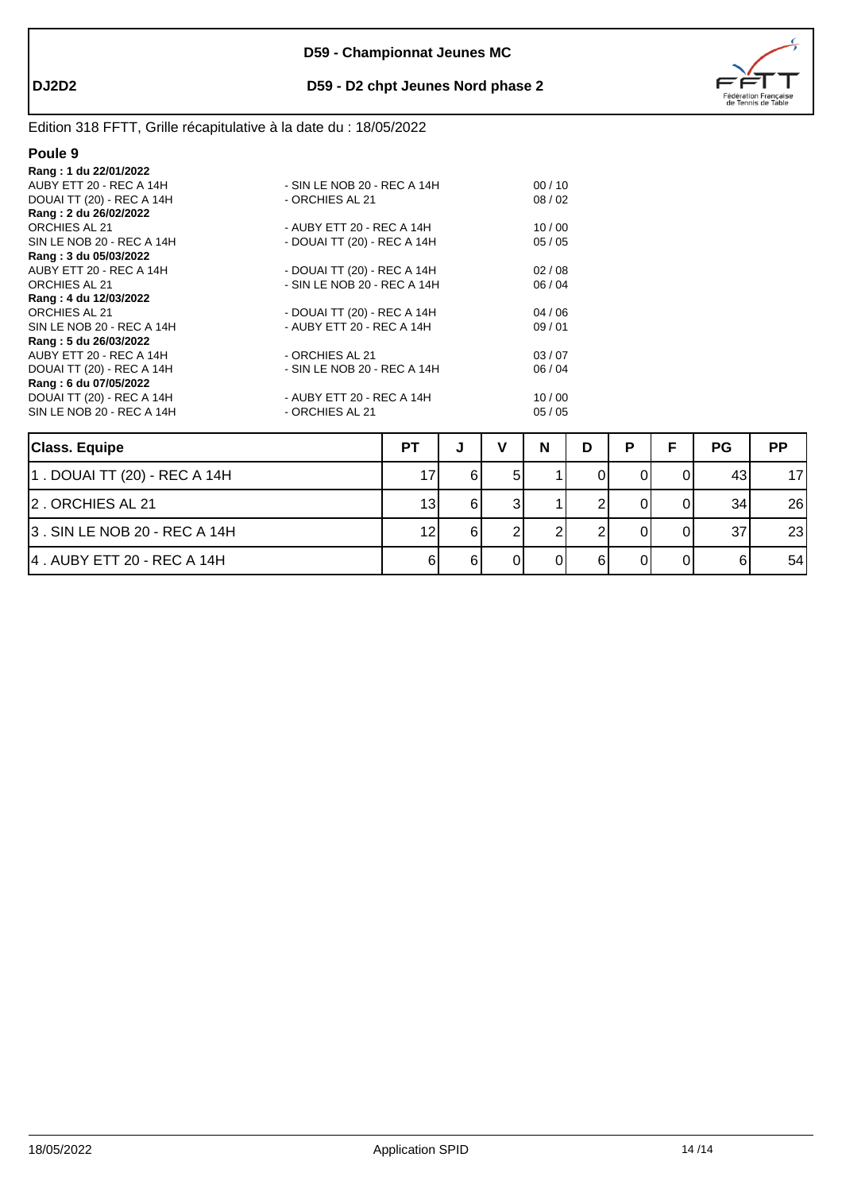**D59 - Championnat Jeunes MC**

**DJ2D2** **D59 - D2 chpt Jeunes Nord phase 2**

Edition 318 FFTT, Grille récapitulative à la date du : 18/05/2022

## Poule 9

**Rang : 1 du 22/01/2022**

| | | |
|---|---|---|
| AUBY ETT 20 - REC A 14H | - SIN LE NOB 20 - REC A 14H | 00 / 10 |
| DOUAI TT (20) - REC A 14H | - ORCHIES AL 21 | 08 / 02 |

**Rang : 2 du 26/02/2022**

| | | |
|---|---|---|
| ORCHIES AL 21 | - AUBY ETT 20 - REC A 14H | 10 / 00 |
| SIN LE NOB 20 - REC A 14H | - DOUAI TT (20) - REC A 14H | 05 / 05 |

**Rang : 3 du 05/03/2022**

| | | |
|---|---|---|
| AUBY ETT 20 - REC A 14H | - DOUAI TT (20) - REC A 14H | 02 / 08 |
| ORCHIES AL 21 | - SIN LE NOB 20 - REC A 14H | 06 / 04 |

**Rang : 4 du 12/03/2022**

| | | |
|---|---|---|
| ORCHIES AL 21 | - DOUAI TT (20) - REC A 14H | 04 / 06 |
| SIN LE NOB 20 - REC A 14H | - AUBY ETT 20 - REC A 14H | 09 / 01 |

**Rang : 5 du 26/03/2022**

| | | |
|---|---|---|
| AUBY ETT 20 - REC A 14H | - ORCHIES AL 21 | 03 / 07 |
| DOUAI TT (20) - REC A 14H | - SIN LE NOB 20 - REC A 14H | 06 / 04 |

**Rang : 6 du 07/05/2022**

| | | |
|---|---|---|
| DOUAI TT (20) - REC A 14H | - AUBY ETT 20 - REC A 14H | 10 / 00 |
| SIN LE NOB 20 - REC A 14H | - ORCHIES AL 21 | 05 / 05 |

| Class. Equipe | PT | J | V | N | D | P | F | PG | PP |
|---|---|---|---|---|---|---|---|---|---|
| 1 . DOUAI TT (20) - REC A 14H | 17 | 6 | 5 | 1 | 0 | 0 | 0 | 43 | 17 |
| 2 . ORCHIES AL 21 | 13 | 6 | 3 | 1 | 2 | 0 | 0 | 34 | 26 |
| 3 . SIN LE NOB 20 - REC A 14H | 12 | 6 | 2 | 2 | 2 | 0 | 0 | 37 | 23 |
| 4 . AUBY ETT 20 - REC A 14H | 6 | 6 | 0 | 0 | 6 | 0 | 0 | 6 | 54 |